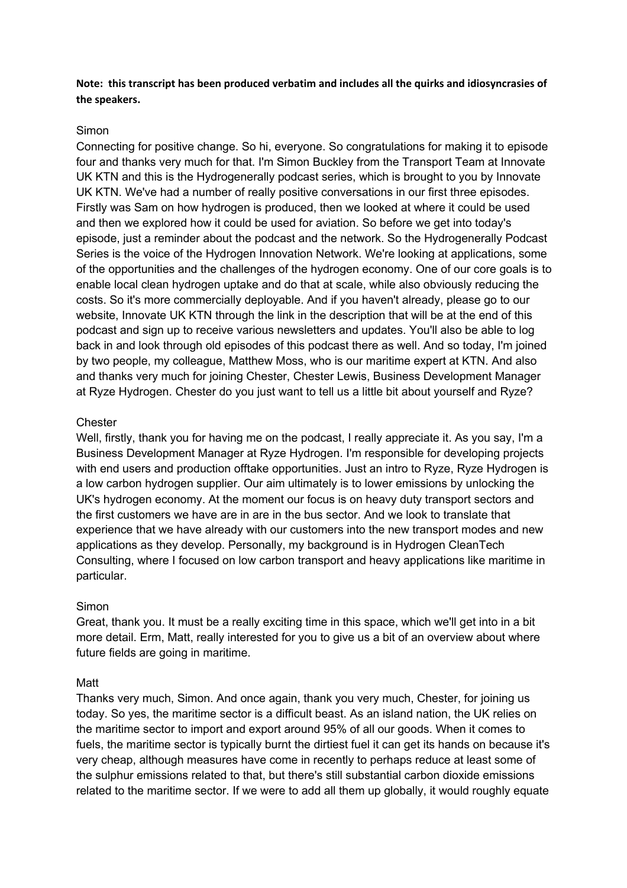**Note: this transcript has been produced verbatim and includes all the quirks and idiosyncrasies of the speakers.**

Simon

Connecting for positive change. So hi, everyone. So congratulations for making it to episode four and thanks very much for that. I'm Simon Buckley from the Transport Team at Innovate UK KTN and this is the Hydrogenerally podcast series, which is brought to you by Innovate UK KTN. We've had a number of really positive conversations in our first three episodes. Firstly was Sam on how hydrogen is produced, then we looked at where it could be used and then we explored how it could be used for aviation. So before we get into today's episode, just a reminder about the podcast and the network. So the Hydrogenerally Podcast Series is the voice of the Hydrogen Innovation Network. We're looking at applications, some of the opportunities and the challenges of the hydrogen economy. One of our core goals is to enable local clean hydrogen uptake and do that at scale, while also obviously reducing the costs. So it's more commercially deployable. And if you haven't already, please go to our website, Innovate UK KTN through the link in the description that will be at the end of this podcast and sign up to receive various newsletters and updates. You'll also be able to log back in and look through old episodes of this podcast there as well. And so today, I'm joined by two people, my colleague, Matthew Moss, who is our maritime expert at KTN. And also and thanks very much for joining Chester, Chester Lewis, Business Development Manager at Ryze Hydrogen. Chester do you just want to tell us a little bit about yourself and Ryze?

Chester

Well, firstly, thank you for having me on the podcast, I really appreciate it. As you say, I'm a Business Development Manager at Ryze Hydrogen. I'm responsible for developing projects with end users and production offtake opportunities. Just an intro to Ryze, Ryze Hydrogen is a low carbon hydrogen supplier. Our aim ultimately is to lower emissions by unlocking the UK's hydrogen economy. At the moment our focus is on heavy duty transport sectors and the first customers we have are in are in the bus sector. And we look to translate that experience that we have already with our customers into the new transport modes and new applications as they develop. Personally, my background is in Hydrogen CleanTech Consulting, where I focused on low carbon transport and heavy applications like maritime in particular.

Simon

Great, thank you. It must be a really exciting time in this space, which we'll get into in a bit more detail. Erm, Matt, really interested for you to give us a bit of an overview about where future fields are going in maritime.

Matt

Thanks very much, Simon. And once again, thank you very much, Chester, for joining us today. So yes, the maritime sector is a difficult beast. As an island nation, the UK relies on the maritime sector to import and export around 95% of all our goods. When it comes to fuels, the maritime sector is typically burnt the dirtiest fuel it can get its hands on because it's very cheap, although measures have come in recently to perhaps reduce at least some of the sulphur emissions related to that, but there's still substantial carbon dioxide emissions related to the maritime sector. If we were to add all them up globally, it would roughly equate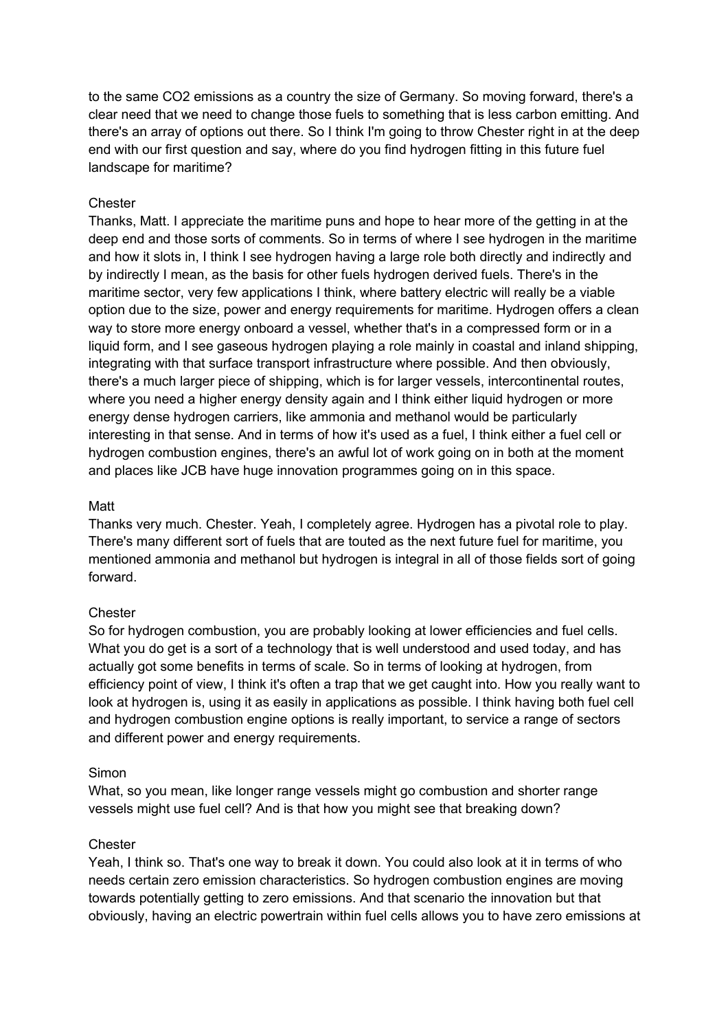to the same $CO_2$ emissions as a country the size of Germany. So moving forward, there's a clear need that we need to change those fuels to something that is less carbon emitting. And there's an array of options out there. So I think I'm going to throw Chester right in at the deep end with our first question and say, where do you find hydrogen fitting in this future fuel landscape for maritime?

Chester

Thanks, Matt. I appreciate the maritime puns and hope to hear more of the getting in at the deep end and those sorts of comments. So in terms of where I see hydrogen in the maritime and how it slots in, I think I see hydrogen having a large role both directly and indirectly and by indirectly I mean, as the basis for other fuels hydrogen derived fuels. There's in the maritime sector, very few applications I think, where battery electric will really be a viable option due to the size, power and energy requirements for maritime. Hydrogen offers a clean way to store more energy onboard a vessel, whether that's in a compressed form or in a liquid form, and I see gaseous hydrogen playing a role mainly in coastal and inland shipping, integrating with that surface transport infrastructure where possible. And then obviously, there's a much larger piece of shipping, which is for larger vessels, intercontinental routes, where you need a higher energy density again and I think either liquid hydrogen or more energy dense hydrogen carriers, like ammonia and methanol would be particularly interesting in that sense. And in terms of how it's used as a fuel, I think either a fuel cell or hydrogen combustion engines, there's an awful lot of work going on in both at the moment and places like JCB have huge innovation programmes going on in this space.

Matt

Thanks very much. Chester. Yeah, I completely agree. Hydrogen has a pivotal role to play. There's many different sort of fuels that are touted as the next future fuel for maritime, you mentioned ammonia and methanol but hydrogen is integral in all of those fields sort of going forward.

Chester

So for hydrogen combustion, you are probably looking at lower efficiencies and fuel cells. What you do get is a sort of a technology that is well understood and used today, and has actually got some benefits in terms of scale. So in terms of looking at hydrogen, from efficiency point of view, I think it's often a trap that we get caught into. How you really want to look at hydrogen is, using it as easily in applications as possible. I think having both fuel cell and hydrogen combustion engine options is really important, to service a range of sectors and different power and energy requirements.

Simon

What, so you mean, like longer range vessels might go combustion and shorter range vessels might use fuel cell? And is that how you might see that breaking down?

Chester

Yeah, I think so. That's one way to break it down. You could also look at it in terms of who needs certain zero emission characteristics. So hydrogen combustion engines are moving towards potentially getting to zero emissions. And that scenario the innovation but that obviously, having an electric powertrain within fuel cells allows you to have zero emissions at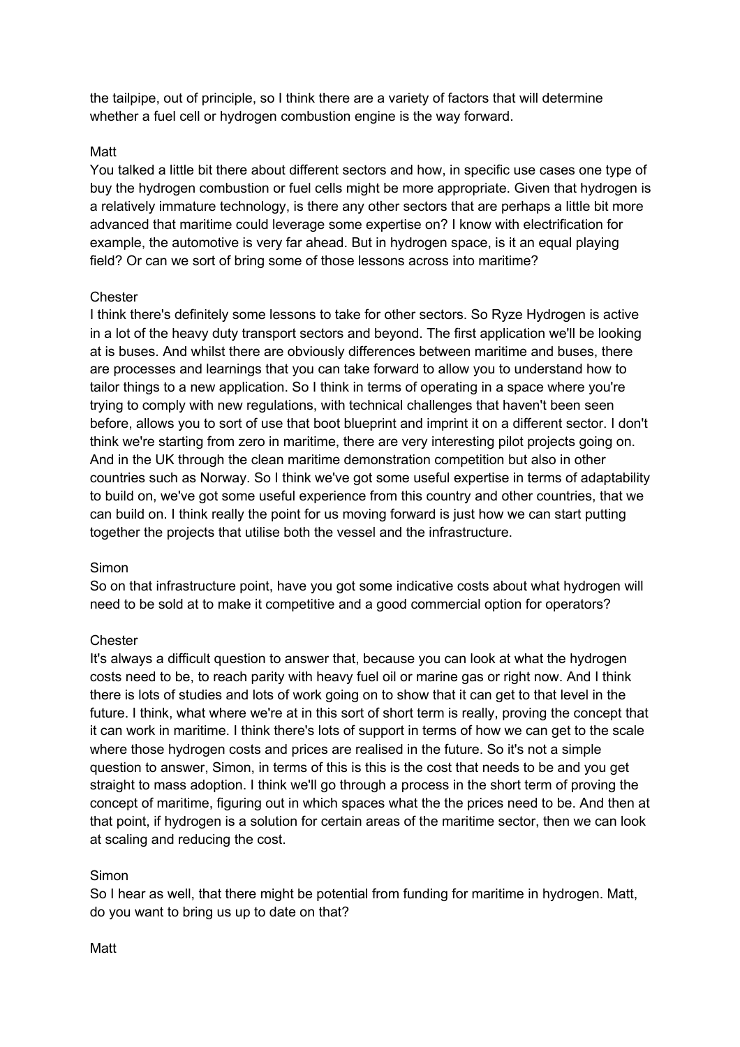the tailpipe, out of principle, so I think there are a variety of factors that will determine whether a fuel cell or hydrogen combustion engine is the way forward.

Matt
You talked a little bit there about different sectors and how, in specific use cases one type of buy the hydrogen combustion or fuel cells might be more appropriate. Given that hydrogen is a relatively immature technology, is there any other sectors that are perhaps a little bit more advanced that maritime could leverage some expertise on? I know with electrification for example, the automotive is very far ahead. But in hydrogen space, is it an equal playing field? Or can we sort of bring some of those lessons across into maritime?

Chester
I think there's definitely some lessons to take for other sectors. So Ryze Hydrogen is active in a lot of the heavy duty transport sectors and beyond. The first application we'll be looking at is buses. And whilst there are obviously differences between maritime and buses, there are processes and learnings that you can take forward to allow you to understand how to tailor things to a new application. So I think in terms of operating in a space where you're trying to comply with new regulations, with technical challenges that haven't been seen before, allows you to sort of use that boot blueprint and imprint it on a different sector. I don't think we're starting from zero in maritime, there are very interesting pilot projects going on. And in the UK through the clean maritime demonstration competition but also in other countries such as Norway. So I think we've got some useful expertise in terms of adaptability to build on, we've got some useful experience from this country and other countries, that we can build on. I think really the point for us moving forward is just how we can start putting together the projects that utilise both the vessel and the infrastructure.

Simon
So on that infrastructure point, have you got some indicative costs about what hydrogen will need to be sold at to make it competitive and a good commercial option for operators?

Chester
It's always a difficult question to answer that, because you can look at what the hydrogen costs need to be, to reach parity with heavy fuel oil or marine gas or right now. And I think there is lots of studies and lots of work going on to show that it can get to that level in the future. I think, what where we're at in this sort of short term is really, proving the concept that it can work in maritime. I think there's lots of support in terms of how we can get to the scale where those hydrogen costs and prices are realised in the future. So it's not a simple question to answer, Simon, in terms of this is this is the cost that needs to be and you get straight to mass adoption. I think we'll go through a process in the short term of proving the concept of maritime, figuring out in which spaces what the the prices need to be. And then at that point, if hydrogen is a solution for certain areas of the maritime sector, then we can look at scaling and reducing the cost.

Simon
So I hear as well, that there might be potential from funding for maritime in hydrogen. Matt, do you want to bring us up to date on that?

Matt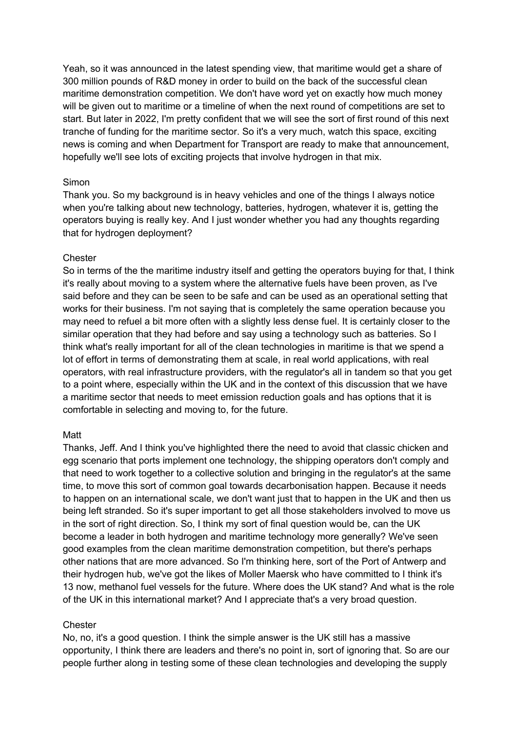Yeah, so it was announced in the latest spending view, that maritime would get a share of 300 million pounds of R&D money in order to build on the back of the successful clean maritime demonstration competition. We don't have word yet on exactly how much money will be given out to maritime or a timeline of when the next round of competitions are set to start. But later in 2022, I'm pretty confident that we will see the sort of first round of this next tranche of funding for the maritime sector. So it's a very much, watch this space, exciting news is coming and when Department for Transport are ready to make that announcement, hopefully we'll see lots of exciting projects that involve hydrogen in that mix.

Simon

Thank you. So my background is in heavy vehicles and one of the things I always notice when you're talking about new technology, batteries, hydrogen, whatever it is, getting the operators buying is really key. And I just wonder whether you had any thoughts regarding that for hydrogen deployment?

Chester

So in terms of the the maritime industry itself and getting the operators buying for that, I think it's really about moving to a system where the alternative fuels have been proven, as I've said before and they can be seen to be safe and can be used as an operational setting that works for their business. I'm not saying that is completely the same operation because you may need to refuel a bit more often with a slightly less dense fuel. It is certainly closer to the similar operation that they had before and say using a technology such as batteries. So I think what's really important for all of the clean technologies in maritime is that we spend a lot of effort in terms of demonstrating them at scale, in real world applications, with real operators, with real infrastructure providers, with the regulator's all in tandem so that you get to a point where, especially within the UK and in the context of this discussion that we have a maritime sector that needs to meet emission reduction goals and has options that it is comfortable in selecting and moving to, for the future.

Matt

Thanks, Jeff. And I think you've highlighted there the need to avoid that classic chicken and egg scenario that ports implement one technology, the shipping operators don't comply and that need to work together to a collective solution and bringing in the regulator's at the same time, to move this sort of common goal towards decarbonisation happen. Because it needs to happen on an international scale, we don't want just that to happen in the UK and then us being left stranded. So it's super important to get all those stakeholders involved to move us in the sort of right direction. So, I think my sort of final question would be, can the UK become a leader in both hydrogen and maritime technology more generally? We've seen good examples from the clean maritime demonstration competition, but there's perhaps other nations that are more advanced. So I'm thinking here, sort of the Port of Antwerp and their hydrogen hub, we've got the likes of Moller Maersk who have committed to I think it's 13 now, methanol fuel vessels for the future. Where does the UK stand? And what is the role of the UK in this international market? And I appreciate that's a very broad question.

Chester

No, no, it's a good question. I think the simple answer is the UK still has a massive opportunity, I think there are leaders and there's no point in, sort of ignoring that. So are our people further along in testing some of these clean technologies and developing the supply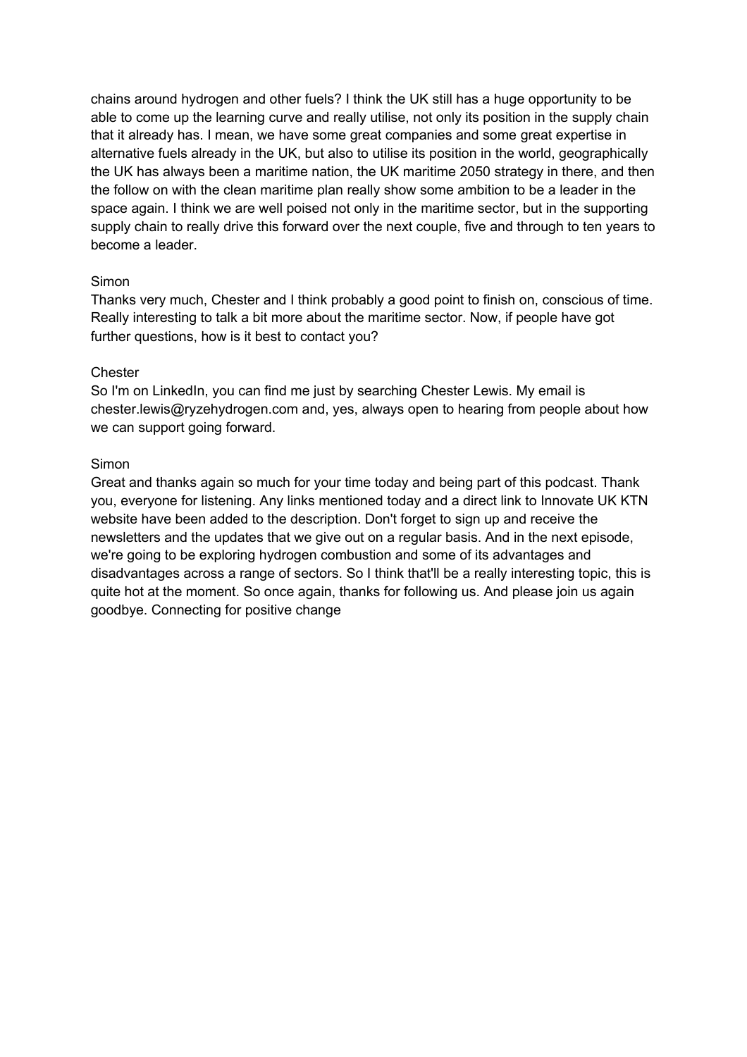chains around hydrogen and other fuels? I think the UK still has a huge opportunity to be able to come up the learning curve and really utilise, not only its position in the supply chain that it already has. I mean, we have some great companies and some great expertise in alternative fuels already in the UK, but also to utilise its position in the world, geographically the UK has always been a maritime nation, the UK maritime 2050 strategy in there, and then the follow on with the clean maritime plan really show some ambition to be a leader in the space again. I think we are well poised not only in the maritime sector, but in the supporting supply chain to really drive this forward over the next couple, five and through to ten years to become a leader.

Simon
Thanks very much, Chester and I think probably a good point to finish on, conscious of time. Really interesting to talk a bit more about the maritime sector. Now, if people have got further questions, how is it best to contact you?

Chester
So I'm on LinkedIn, you can find me just by searching Chester Lewis. My email is chester.lewis@ryzehydrogen.com and, yes, always open to hearing from people about how we can support going forward.

Simon
Great and thanks again so much for your time today and being part of this podcast. Thank you, everyone for listening. Any links mentioned today and a direct link to Innovate UK KTN website have been added to the description. Don't forget to sign up and receive the newsletters and the updates that we give out on a regular basis. And in the next episode, we're going to be exploring hydrogen combustion and some of its advantages and disadvantages across a range of sectors. So I think that'll be a really interesting topic, this is quite hot at the moment. So once again, thanks for following us. And please join us again goodbye. Connecting for positive change